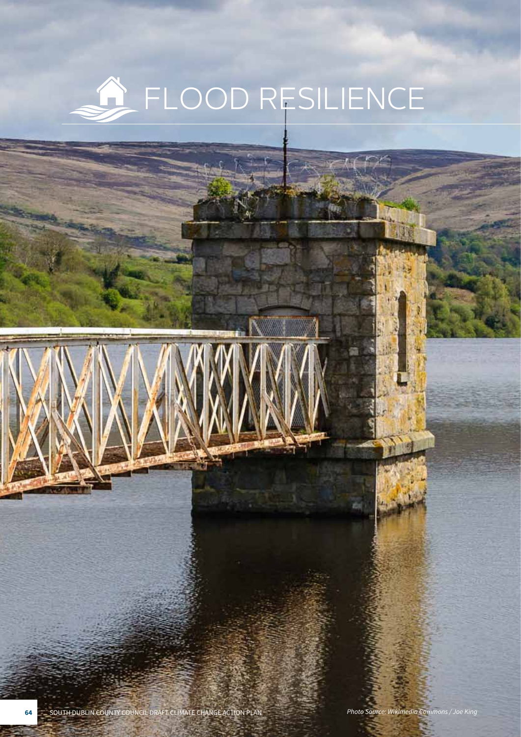# FLOOD RESILIENCE

*Photo Source: Wikimedia Commons / Joe King*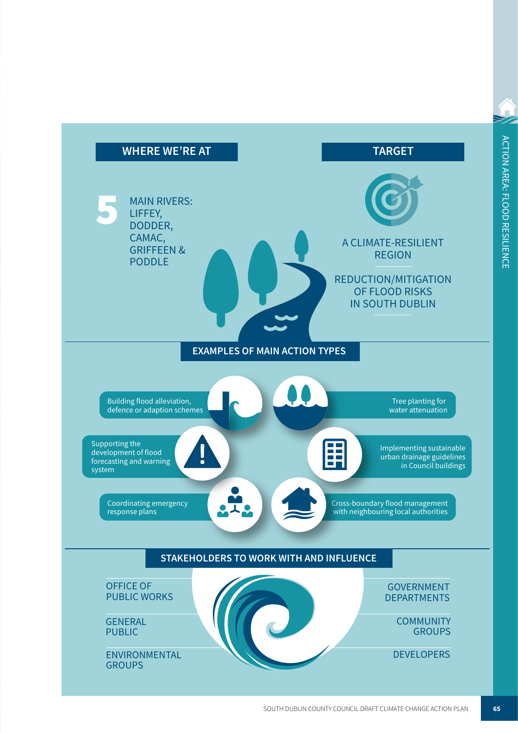## WHERE WE'RE AT

**5** MAIN RIVERS: LIFFEY, DODDER, CAMAC, GRIFFEEN & PODDLE

## TARGET

A CLIMATE-RESILIENT REGION

REDUCTION/MITIGATION OF FLOOD RISKS IN SOUTH DUBLIN

## EXAMPLES OF MAIN ACTION TYPES

- Building flood alleviation, defence or adaption schemes
- Tree planting for water attenuation
- Supporting the development of flood forecasting and warning system
- Implementing sustainable urban drainage guidelines in Council buildings
- Coordinating emergency response plans
- Cross-boundary flood management with neighbouring local authorities

## STAKEHOLDERS TO WORK WITH AND INFLUENCE

- OFFICE OF PUBLIC WORKS
- GENERAL PUBLIC
- ENVIRONMENTAL GROUPS
- GOVERNMENT DEPARTMENTS
- COMMUNITY GROUPS
- DEVELOPERS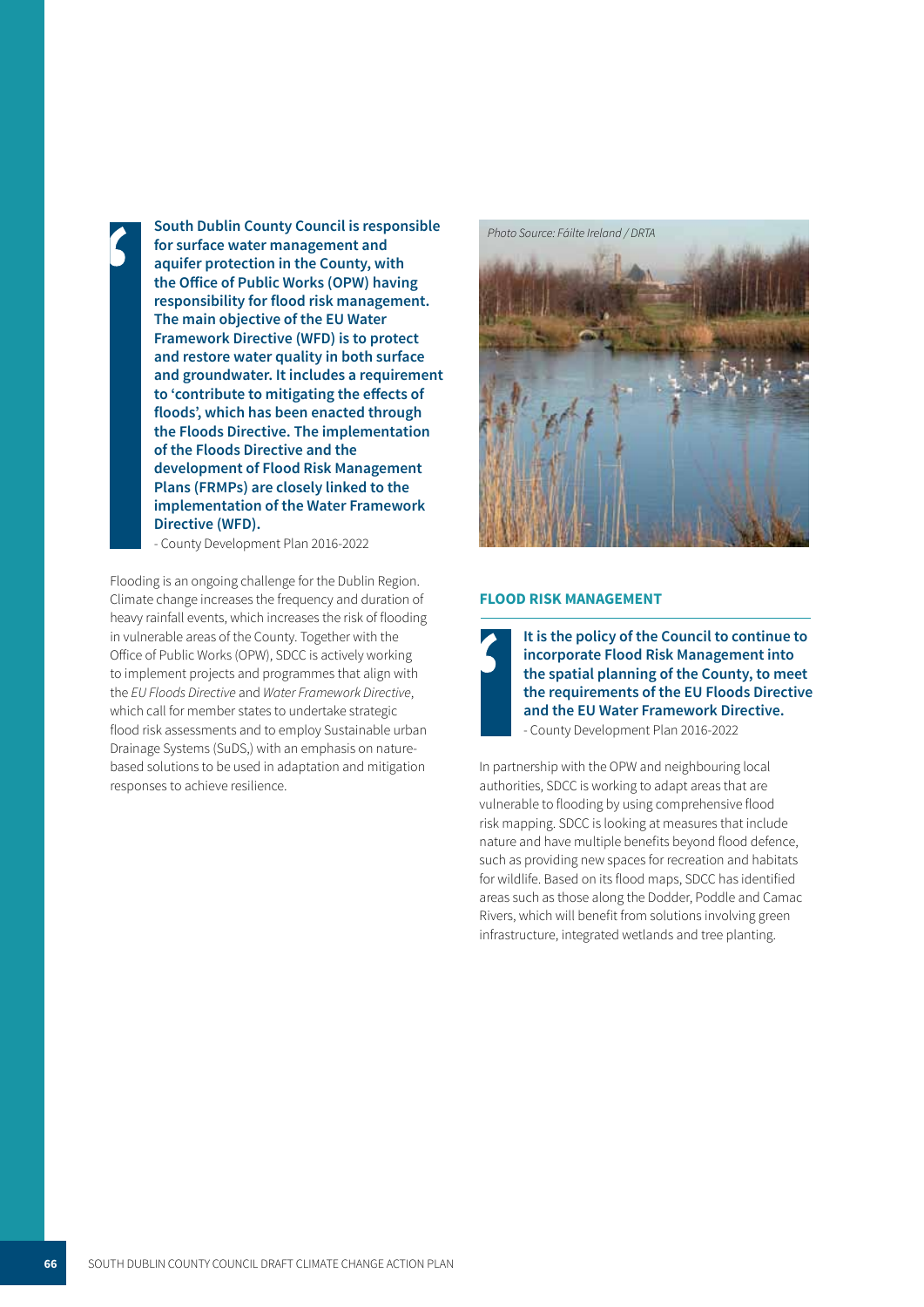> **South Dublin County Council is responsible for surface water management and aquifer protection in the County, with the Office of Public Works (OPW) having responsibility for flood risk management. The main objective of the EU Water Framework Directive (WFD) is to protect and restore water quality in both surface and groundwater. It includes a requirement to 'contribute to mitigating the effects of floods', which has been enacted through the Floods Directive. The implementation of the Floods Directive and the development of Flood Risk Management Plans (FRMPs) are closely linked to the implementation of the Water Framework Directive (WFD).**
>
> - County Development Plan 2016-2022

Flooding is an ongoing challenge for the Dublin Region. Climate change increases the frequency and duration of heavy rainfall events, which increases the risk of flooding in vulnerable areas of the County. Together with the Office of Public Works (OPW), SDCC is actively working to implement projects and programmes that align with the *EU Floods Directive* and *Water Framework Directive*, which call for member states to undertake strategic flood risk assessments and to employ Sustainable urban Drainage Systems (SuDS,) with an emphasis on nature-based solutions to be used in adaptation and mitigation responses to achieve resilience.

*Photo Source: Fáilte Ireland / DRTA*

## FLOOD RISK MANAGEMENT

> **It is the policy of the Council to continue to incorporate Flood Risk Management into the spatial planning of the County, to meet the requirements of the EU Floods Directive and the EU Water Framework Directive.**
>
> - County Development Plan 2016-2022

In partnership with the OPW and neighbouring local authorities, SDCC is working to adapt areas that are vulnerable to flooding by using comprehensive flood risk mapping. SDCC is looking at measures that include nature and have multiple benefits beyond flood defence, such as providing new spaces for recreation and habitats for wildlife. Based on its flood maps, SDCC has identified areas such as those along the Dodder, Poddle and Camac Rivers, which will benefit from solutions involving green infrastructure, integrated wetlands and tree planting.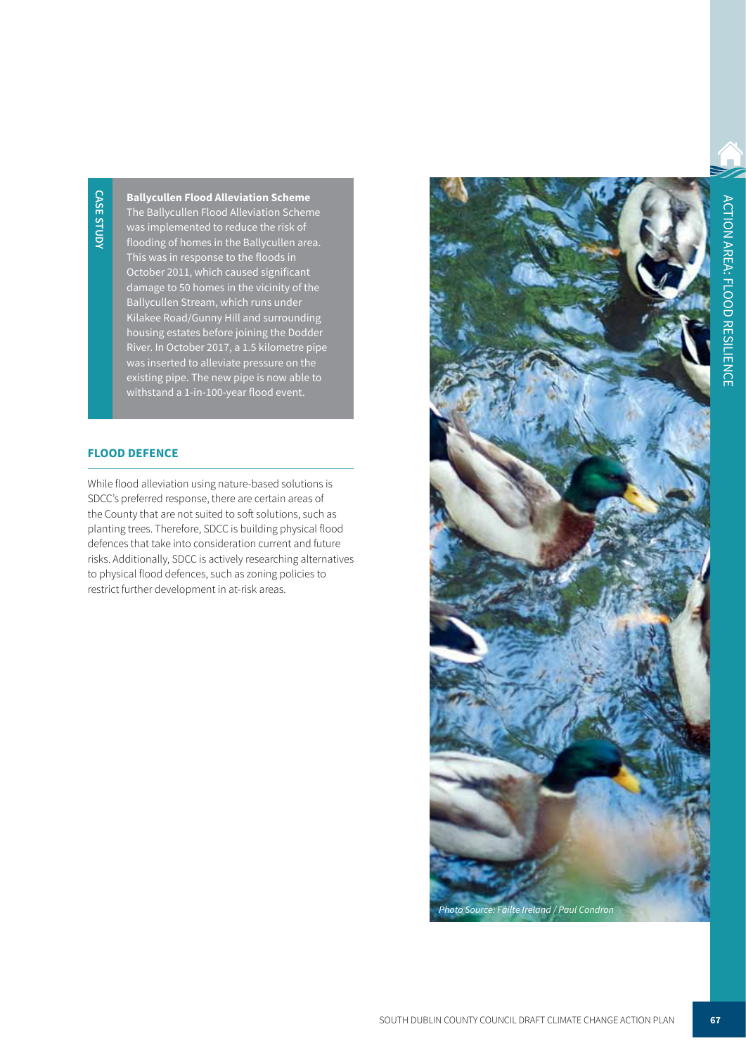**CASE STUDY**

**Ballycullen Flood Alleviation Scheme**

The Ballycullen Flood Alleviation Scheme was implemented to reduce the risk of flooding of homes in the Ballycullen area. This was in response to the floods in October 2011, which caused significant damage to 50 homes in the vicinity of the Ballycullen Stream, which runs under Kilakee Road/Gunny Hill and surrounding housing estates before joining the Dodder River. In October 2017, a 1.5 kilometre pipe was inserted to alleviate pressure on the existing pipe. The new pipe is now able to withstand a 1-in-100-year flood event.

## FLOOD DEFENCE

While flood alleviation using nature-based solutions is SDCC's preferred response, there are certain areas of the County that are not suited to soft solutions, such as planting trees. Therefore, SDCC is building physical flood defences that take into consideration current and future risks. Additionally, SDCC is actively researching alternatives to physical flood defences, such as zoning policies to restrict further development in at-risk areas.

*Photo Source: Fáilte Ireland / Paul Condron*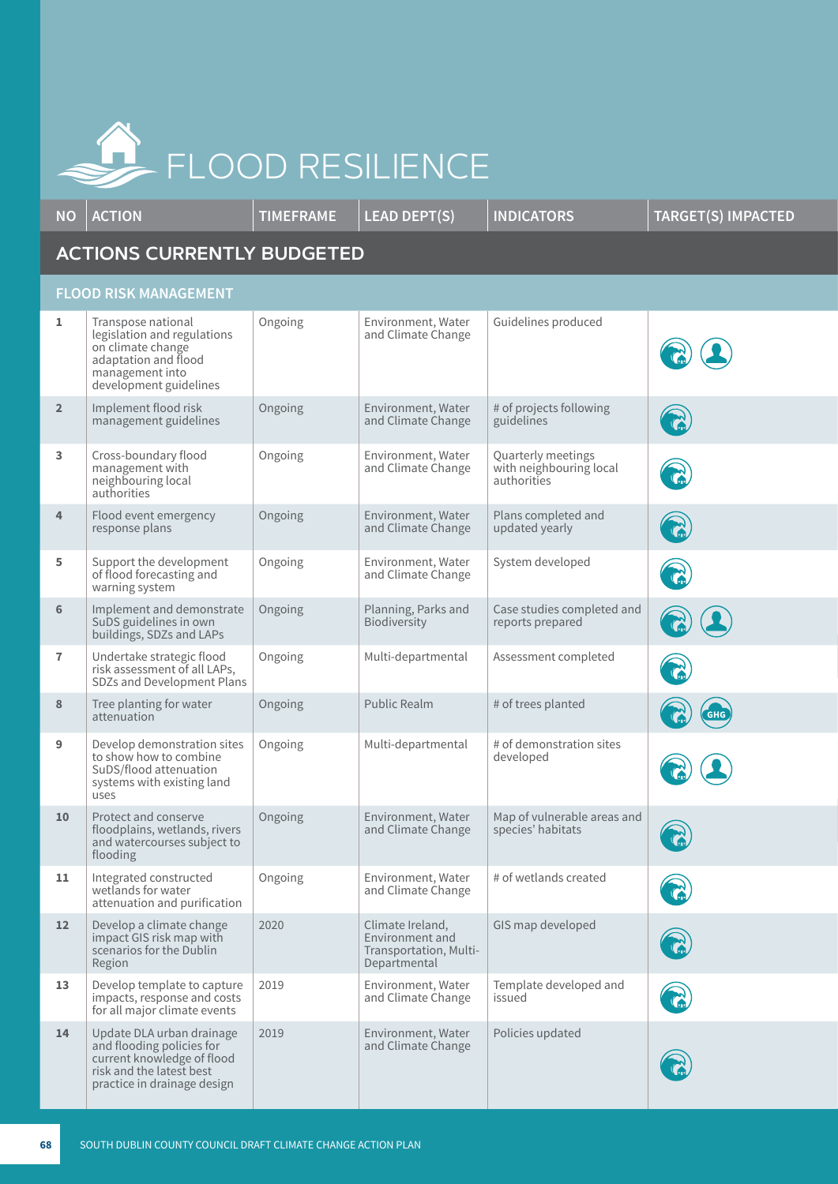# FLOOD RESILIENCE

| NO | ACTION | TIMEFRAME | LEAD DEPT(S) | INDICATORS | TARGET(S) IMPACTED |
|---|---|---|---|---|---|
| **ACTIONS CURRENTLY BUDGETED** | | | | | |
| **FLOOD RISK MANAGEMENT** | | | | | |
| 1 | Transpose national legislation and regulations on climate change adaptation and flood management into development guidelines | Ongoing | Environment, Water and Climate Change | Guidelines produced | |
| 2 | Implement flood risk management guidelines | Ongoing | Environment, Water and Climate Change | # of projects following guidelines | |
| 3 | Cross-boundary flood management with neighbouring local authorities | Ongoing | Environment, Water and Climate Change | Quarterly meetings with neighbouring local authorities | |
| 4 | Flood event emergency response plans | Ongoing | Environment, Water and Climate Change | Plans completed and updated yearly | |
| 5 | Support the development of flood forecasting and warning system | Ongoing | Environment, Water and Climate Change | System developed | |
| 6 | Implement and demonstrate SuDS guidelines in own buildings, SDZs and LAPs | Ongoing | Planning, Parks and Biodiversity | Case studies completed and reports prepared | |
| 7 | Undertake strategic flood risk assessment of all LAPs, SDZs and Development Plans | Ongoing | Multi-departmental | Assessment completed | |
| 8 | Tree planting for water attenuation | Ongoing | Public Realm | # of trees planted | GHG |
| 9 | Develop demonstration sites to show how to combine SuDS/flood attenuation systems with existing land uses | Ongoing | Multi-departmental | # of demonstration sites developed | |
| 10 | Protect and conserve floodplains, wetlands, rivers and watercourses subject to flooding | Ongoing | Environment, Water and Climate Change | Map of vulnerable areas and species' habitats | |
| 11 | Integrated constructed wetlands for water attenuation and purification | Ongoing | Environment, Water and Climate Change | # of wetlands created | |
| 12 | Develop a climate change impact GIS risk map with scenarios for the Dublin Region | 2020 | Climate Ireland, Environment and Transportation, Multi-Departmental | GIS map developed | |
| 13 | Develop template to capture impacts, response and costs for all major climate events | 2019 | Environment, Water and Climate Change | Template developed and issued | |
| 14 | Update DLA urban drainage and flooding policies for current knowledge of flood risk and the latest best practice in drainage design | 2019 | Environment, Water and Climate Change | Policies updated | |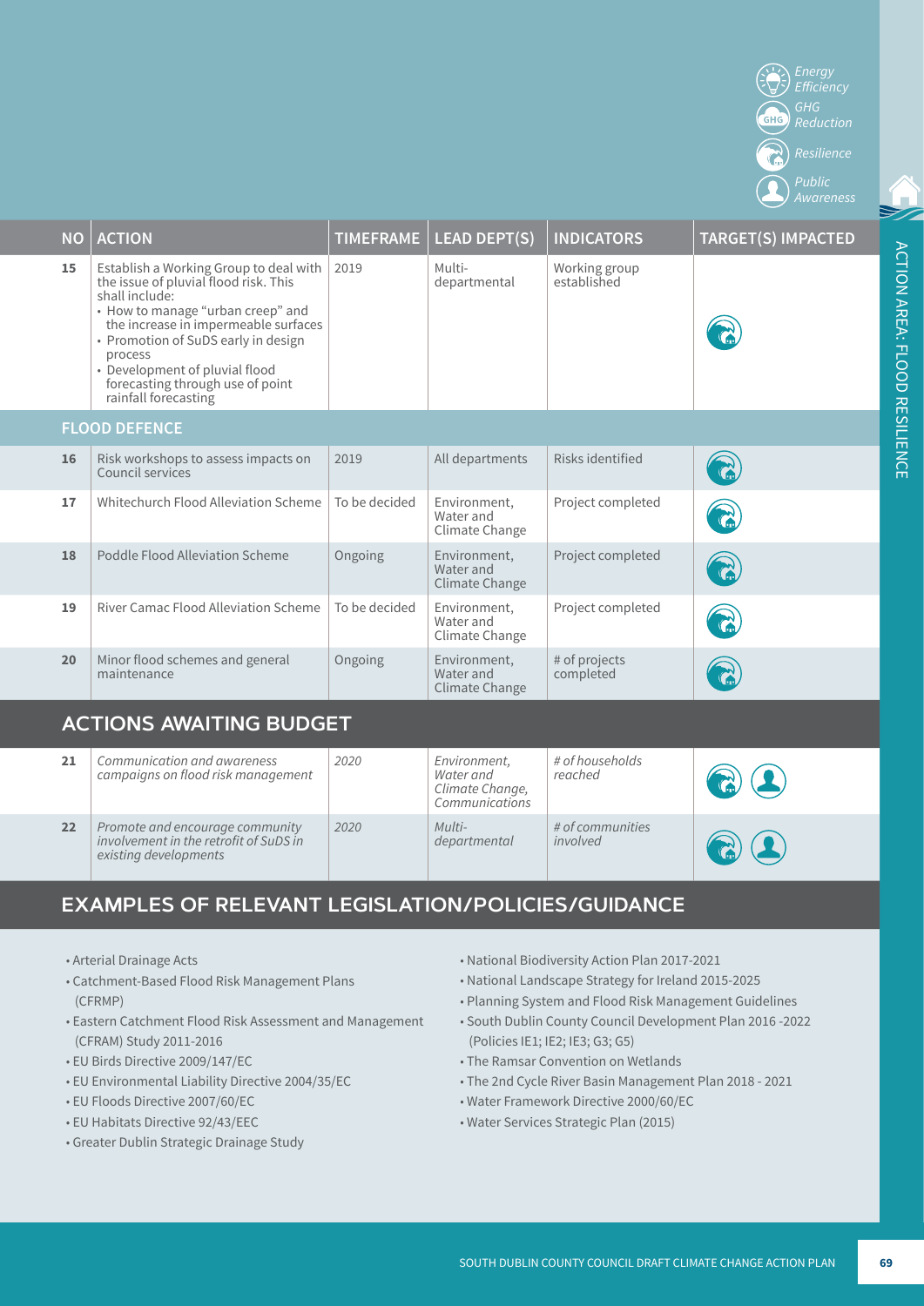| NO | ACTION | TIMEFRAME | LEAD DEPT(S) | INDICATORS | TARGET(S) IMPACTED |
|---|---|---|---|---|---|
| 15 | Establish a Working Group to deal with the issue of pluvial flood risk. This shall include:<br>• How to manage "urban creep" and the increase in impermeable surfaces<br>• Promotion of SuDS early in design process<br>• Development of pluvial flood forecasting through use of point rainfall forecasting | 2019 | Multi-departmental | Working group established | Resilience |
| **FLOOD DEFENCE** | | | | | |
| 16 | Risk workshops to assess impacts on Council services | 2019 | All departments | Risks identified | Resilience |
| 17 | Whitechurch Flood Alleviation Scheme | To be decided | Environment, Water and Climate Change | Project completed | Resilience |
| 18 | Poddle Flood Alleviation Scheme | Ongoing | Environment, Water and Climate Change | Project completed | Resilience |
| 19 | River Camac Flood Alleviation Scheme | To be decided | Environment, Water and Climate Change | Project completed | Resilience |
| 20 | Minor flood schemes and general maintenance | Ongoing | Environment, Water and Climate Change | # of projects completed | Resilience |

## ACTIONS AWAITING BUDGET

| NO | ACTION | TIMEFRAME | LEAD DEPT(S) | INDICATORS | TARGET(S) IMPACTED |
|---|---|---|---|---|---|
| 21 | *Communication and awareness campaigns on flood risk management* | *2020* | *Environment, Water and Climate Change, Communications* | *# of households reached* | Resilience, Public Awareness |
| 22 | *Promote and encourage community involvement in the retrofit of SuDS in existing developments* | *2020* | *Multi-departmental* | *# of communities involved* | Resilience, Public Awareness |

## EXAMPLES OF RELEVANT LEGISLATION/POLICIES/GUIDANCE

- Arterial Drainage Acts
- Catchment-Based Flood Risk Management Plans (CFRMP)
- Eastern Catchment Flood Risk Assessment and Management (CFRAM) Study 2011-2016
- EU Birds Directive 2009/147/EC
- EU Environmental Liability Directive 2004/35/EC
- EU Floods Directive 2007/60/EC
- EU Habitats Directive 92/43/EEC
- Greater Dublin Strategic Drainage Study
- National Biodiversity Action Plan 2017-2021
- National Landscape Strategy for Ireland 2015-2025
- Planning System and Flood Risk Management Guidelines
- South Dublin County Council Development Plan 2016 -2022 (Policies IE1; IE2; IE3; G3; G5)
- The Ramsar Convention on Wetlands
- The 2nd Cycle River Basin Management Plan 2018 - 2021
- Water Framework Directive 2000/60/EC
- Water Services Strategic Plan (2015)